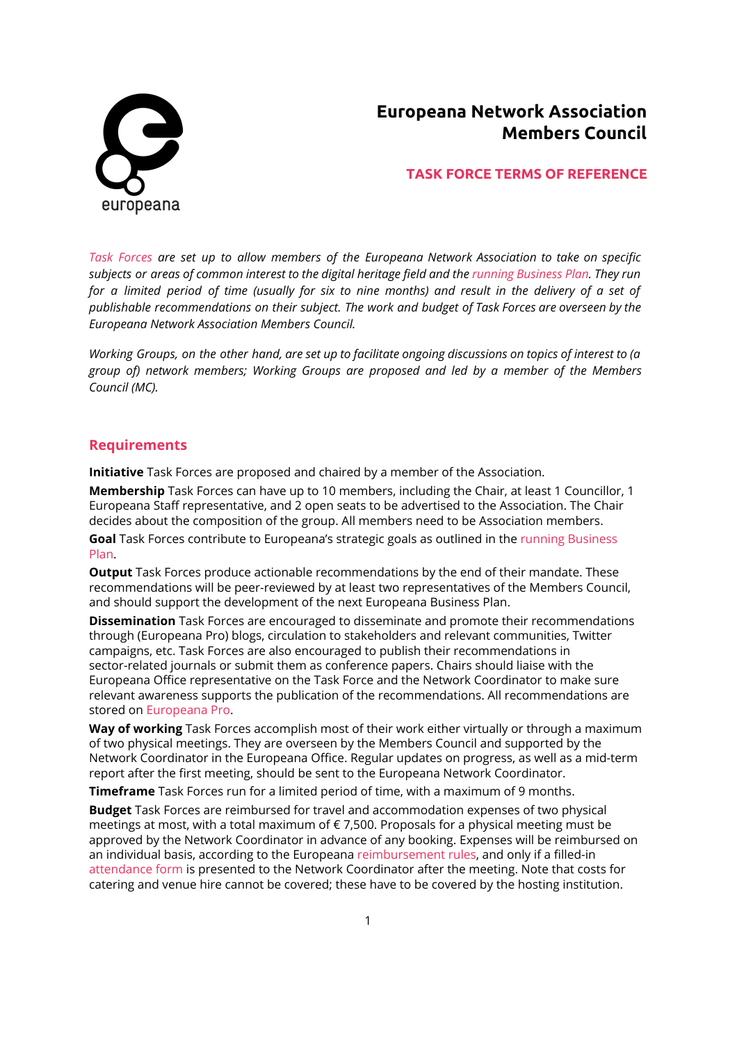# Europeana Network Association Members Council

## TASK FORCE TERMS OF REFERENCE

*Task Forces are set up to allow members of the Europeana Network Association to take on specific subjects or areas of common interest to the digital heritage field and the running Business Plan. They run for a limited period of time (usually for six to nine months) and result in the delivery of a set of publishable recommendations on their subject. The work and budget of Task Forces are overseen by the Europeana Network Association Members Council.*

*Working Groups, on the other hand, are set up to facilitate ongoing discussions on topics of interest to (a group of) network members; Working Groups are proposed and led by a member of the Members Council (MC).*

## Requirements

**Initiative** Task Forces are proposed and chaired by a member of the Association.

**Membership** Task Forces can have up to 10 members, including the Chair, at least 1 Councillor, 1 Europeana Staff representative, and 2 open seats to be advertised to the Association. The Chair decides about the composition of the group. All members need to be Association members.

**Goal** Task Forces contribute to Europeana's strategic goals as outlined in the running Business Plan.

**Output** Task Forces produce actionable recommendations by the end of their mandate. These recommendations will be peer-reviewed by at least two representatives of the Members Council, and should support the development of the next Europeana Business Plan.

**Dissemination** Task Forces are encouraged to disseminate and promote their recommendations through (Europeana Pro) blogs, circulation to stakeholders and relevant communities, Twitter campaigns, etc. Task Forces are also encouraged to publish their recommendations in sector-related journals or submit them as conference papers. Chairs should liaise with the Europeana Office representative on the Task Force and the Network Coordinator to make sure relevant awareness supports the publication of the recommendations. All recommendations are stored on Europeana Pro.

**Way of working** Task Forces accomplish most of their work either virtually or through a maximum of two physical meetings. They are overseen by the Members Council and supported by the Network Coordinator in the Europeana Office. Regular updates on progress, as well as a mid-term report after the first meeting, should be sent to the Europeana Network Coordinator.

**Timeframe** Task Forces run for a limited period of time, with a maximum of 9 months.

**Budget** Task Forces are reimbursed for travel and accommodation expenses of two physical meetings at most, with a total maximum of € 7,500. Proposals for a physical meeting must be approved by the Network Coordinator in advance of any booking. Expenses will be reimbursed on an individual basis, according to the Europeana reimbursement rules, and only if a filled-in attendance form is presented to the Network Coordinator after the meeting. Note that costs for catering and venue hire cannot be covered; these have to be covered by the hosting institution.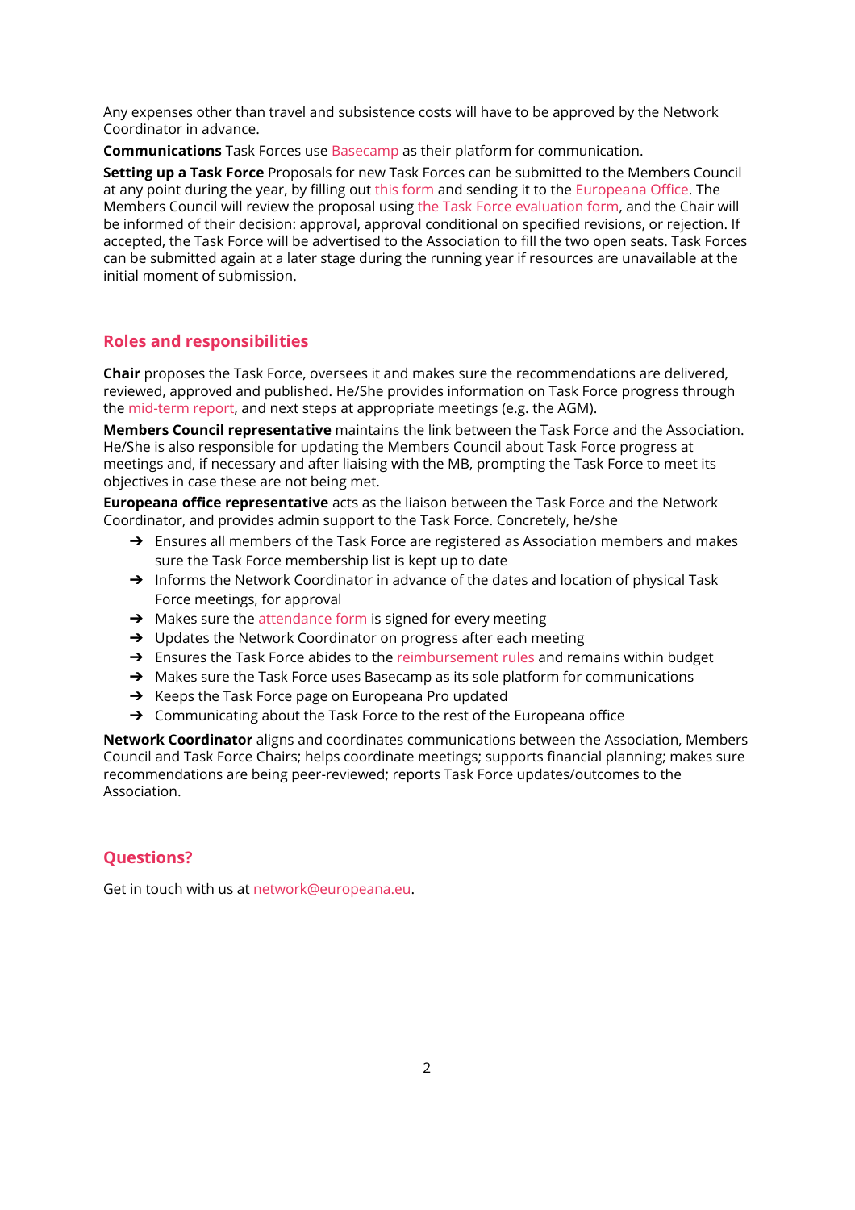Any expenses other than travel and subsistence costs will have to be approved by the Network Coordinator in advance.

**Communications** Task Forces use Basecamp as their platform for communication.

**Setting up a Task Force** Proposals for new Task Forces can be submitted to the Members Council at any point during the year, by filling out this form and sending it to the Europeana Office. The Members Council will review the proposal using the Task Force evaluation form, and the Chair will be informed of their decision: approval, approval conditional on specified revisions, or rejection. If accepted, the Task Force will be advertised to the Association to fill the two open seats. Task Forces can be submitted again at a later stage during the running year if resources are unavailable at the initial moment of submission.

## Roles and responsibilities

**Chair** proposes the Task Force, oversees it and makes sure the recommendations are delivered, reviewed, approved and published. He/She provides information on Task Force progress through the mid-term report, and next steps at appropriate meetings (e.g. the AGM).

**Members Council representative** maintains the link between the Task Force and the Association. He/She is also responsible for updating the Members Council about Task Force progress at meetings and, if necessary and after liaising with the MB, prompting the Task Force to meet its objectives in case these are not being met.

**Europeana office representative** acts as the liaison between the Task Force and the Network Coordinator, and provides admin support to the Task Force. Concretely, he/she

- ➔ Ensures all members of the Task Force are registered as Association members and makes sure the Task Force membership list is kept up to date
- ➔ Informs the Network Coordinator in advance of the dates and location of physical Task Force meetings, for approval
- ➔ Makes sure the attendance form is signed for every meeting
- ➔ Updates the Network Coordinator on progress after each meeting
- ➔ Ensures the Task Force abides to the reimbursement rules and remains within budget
- ➔ Makes sure the Task Force uses Basecamp as its sole platform for communications
- ➔ Keeps the Task Force page on Europeana Pro updated
- ➔ Communicating about the Task Force to the rest of the Europeana office

**Network Coordinator** aligns and coordinates communications between the Association, Members Council and Task Force Chairs; helps coordinate meetings; supports financial planning; makes sure recommendations are being peer-reviewed; reports Task Force updates/outcomes to the Association.

## Questions?

Get in touch with us at network@europeana.eu.